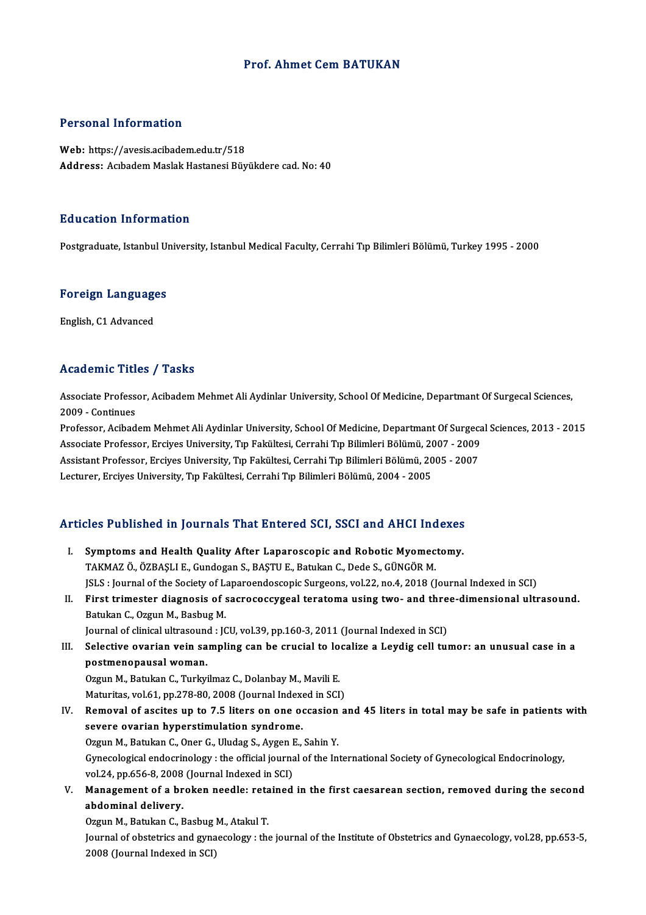# Prof. Ahmet Cem BATUKAN

## Personal Information

**Web:** https://avesis.acibadem.edu.tr/518
**Address:** Acıbadem Maslak Hastanesi Büyükdere cad. No: 40

## Education Information

Postgraduate, Istanbul University, Istanbul Medical Faculty, Cerrahi Tıp Bilimleri Bölümü, Turkey 1995 - 2000

## Foreign Languages

English, C1 Advanced

## Academic Titles / Tasks

Associate Professor, Acibadem Mehmet Ali Aydinlar University, School Of Medicine, Departmant Of Surgecal Sciences, 2009 - Continues
Professor, Acibadem Mehmet Ali Aydinlar University, School Of Medicine, Departmant Of Surgecal Sciences, 2013 - 2015
Associate Professor, Erciyes University, Tıp Fakültesi, Cerrahi Tıp Bilimleri Bölümü, 2007 - 2009
Assistant Professor, Erciyes University, Tıp Fakültesi, Cerrahi Tıp Bilimleri Bölümü, 2005 - 2007
Lecturer, Erciyes University, Tıp Fakültesi, Cerrahi Tıp Bilimleri Bölümü, 2004 - 2005

## Articles Published in Journals That Entered SCI, SSCI and AHCI Indexes

I. **Symptoms and Health Quality After Laparoscopic and Robotic Myomectomy.**
TAKMAZ Ö., ÖZBAŞLI E., Gundogan S., BAŞTU E., Batukan C., Dede S., GÜNGÖR M.
JSLS : Journal of the Society of Laparoendoscopic Surgeons, vol.22, no.4, 2018 (Journal Indexed in SCI)

II. **First trimester diagnosis of sacrococcygeal teratoma using two- and three-dimensional ultrasound.**
Batukan C., Ozgun M., Basbug M.
Journal of clinical ultrasound : JCU, vol.39, pp.160-3, 2011 (Journal Indexed in SCI)

III. **Selective ovarian vein sampling can be crucial to localize a Leydig cell tumor: an unusual case in a postmenopausal woman.**
Ozgun M., Batukan C., Turkyilmaz C., Dolanbay M., Mavili E.
Maturitas, vol.61, pp.278-80, 2008 (Journal Indexed in SCI)

IV. **Removal of ascites up to 7.5 liters on one occasion and 45 liters in total may be safe in patients with severe ovarian hyperstimulation syndrome.**
Ozgun M., Batukan C., Oner G., Uludag S., Aygen E., Sahin Y.
Gynecological endocrinology : the official journal of the International Society of Gynecological Endocrinology, vol.24, pp.656-8, 2008 (Journal Indexed in SCI)

V. **Management of a broken needle: retained in the first caesarean section, removed during the second abdominal delivery.**
Ozgun M., Batukan C., Basbug M., Atakul T.
Journal of obstetrics and gynaecology : the journal of the Institute of Obstetrics and Gynaecology, vol.28, pp.653-5, 2008 (Journal Indexed in SCI)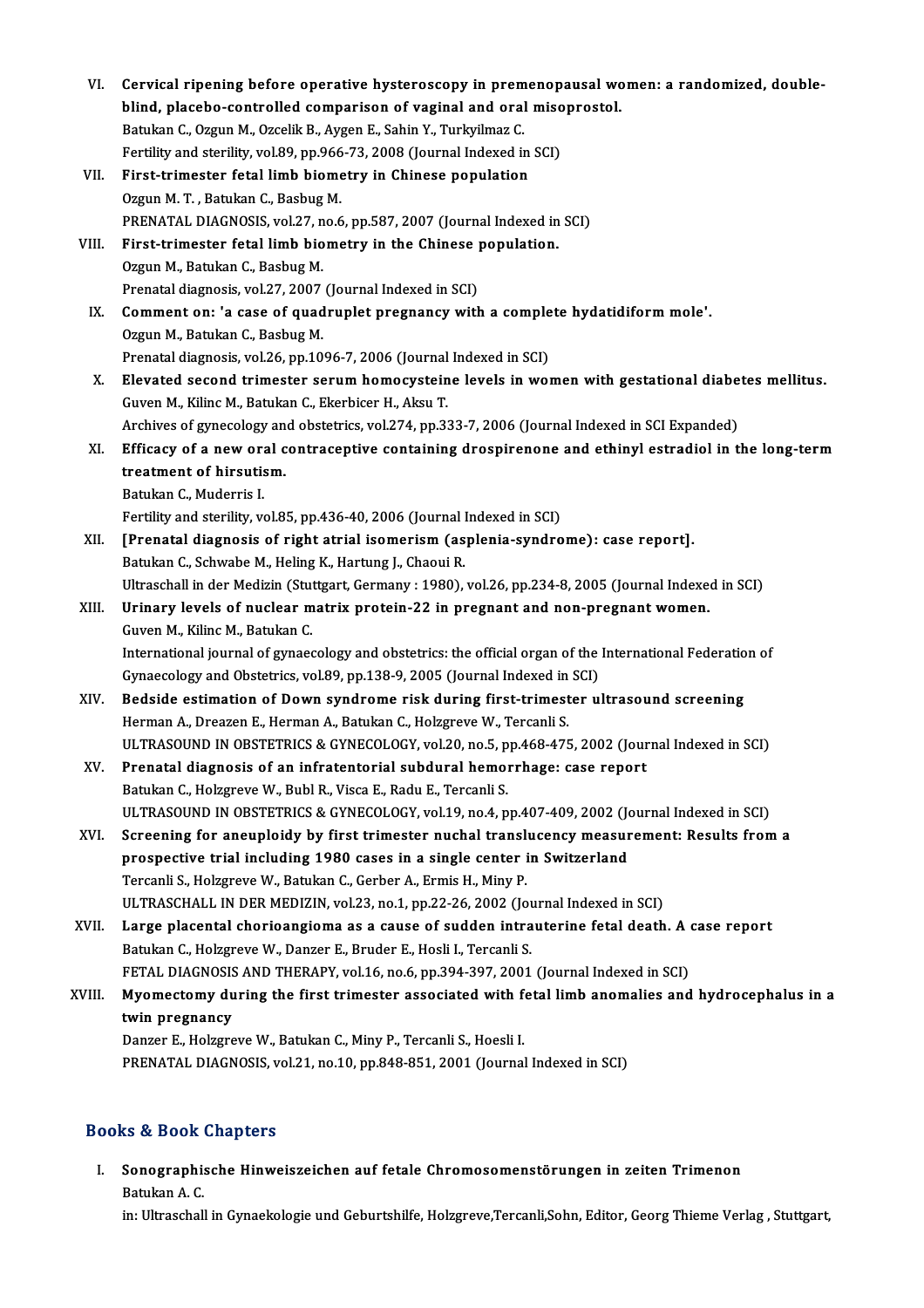VI. **Cervical ripening before operative hysteroscopy in premenopausal women: a randomized, double-blind, placebo-controlled comparison of vaginal and oral misoprostol.**
Batukan C., Ozgun M., Ozcelik B., Aygen E., Sahin Y., Turkyilmaz C.
Fertility and sterility, vol.89, pp.966-73, 2008 (Journal Indexed in SCI)

VII. **First-trimester fetal limb biometry in Chinese population**
Ozgun M. T. , Batukan C., Basbug M.
PRENATAL DIAGNOSIS, vol.27, no.6, pp.587, 2007 (Journal Indexed in SCI)

VIII. **First-trimester fetal limb biometry in the Chinese population.**
Ozgun M., Batukan C., Basbug M.
Prenatal diagnosis, vol.27, 2007 (Journal Indexed in SCI)

IX. **Comment on: 'a case of quadruplet pregnancy with a complete hydatidiform mole'.**
Ozgun M., Batukan C., Basbug M.
Prenatal diagnosis, vol.26, pp.1096-7, 2006 (Journal Indexed in SCI)

X. **Elevated second trimester serum homocysteine levels in women with gestational diabetes mellitus.**
Guven M., Kilinc M., Batukan C., Ekerbicer H., Aksu T.
Archives of gynecology and obstetrics, vol.274, pp.333-7, 2006 (Journal Indexed in SCI Expanded)

XI. **Efficacy of a new oral contraceptive containing drospirenone and ethinyl estradiol in the long-term treatment of hirsutism.**
Batukan C., Muderris I.
Fertility and sterility, vol.85, pp.436-40, 2006 (Journal Indexed in SCI)

XII. **[Prenatal diagnosis of right atrial isomerism (asplenia-syndrome): case report].**
Batukan C., Schwabe M., Heling K., Hartung J., Chaoui R.
Ultraschall in der Medizin (Stuttgart, Germany : 1980), vol.26, pp.234-8, 2005 (Journal Indexed in SCI)

XIII. **Urinary levels of nuclear matrix protein-22 in pregnant and non-pregnant women.**
Guven M., Kilinc M., Batukan C.
International journal of gynaecology and obstetrics: the official organ of the International Federation of Gynaecology and Obstetrics, vol.89, pp.138-9, 2005 (Journal Indexed in SCI)

XIV. **Bedside estimation of Down syndrome risk during first-trimester ultrasound screening**
Herman A., Dreazen E., Herman A., Batukan C., Holzgreve W., Tercanli S.
ULTRASOUND IN OBSTETRICS & GYNECOLOGY, vol.20, no.5, pp.468-475, 2002 (Journal Indexed in SCI)

XV. **Prenatal diagnosis of an infratentorial subdural hemorrhage: case report**
Batukan C., Holzgreve W., Bubl R., Visca E., Radu E., Tercanli S.
ULTRASOUND IN OBSTETRICS & GYNECOLOGY, vol.19, no.4, pp.407-409, 2002 (Journal Indexed in SCI)

XVI. **Screening for aneuploidy by first trimester nuchal translucency measurement: Results from a prospective trial including 1980 cases in a single center in Switzerland**
Tercanli S., Holzgreve W., Batukan C., Gerber A., Ermis H., Miny P.
ULTRASCHALL IN DER MEDIZIN, vol.23, no.1, pp.22-26, 2002 (Journal Indexed in SCI)

XVII. **Large placental chorioangioma as a cause of sudden intrauterine fetal death. A case report**
Batukan C., Holzgreve W., Danzer E., Bruder E., Hosli I., Tercanli S.
FETAL DIAGNOSIS AND THERAPY, vol.16, no.6, pp.394-397, 2001 (Journal Indexed in SCI)

XVIII. **Myomectomy during the first trimester associated with fetal limb anomalies and hydrocephalus in a twin pregnancy**
Danzer E., Holzgreve W., Batukan C., Miny P., Tercanli S., Hoesli I.
PRENATAL DIAGNOSIS, vol.21, no.10, pp.848-851, 2001 (Journal Indexed in SCI)

## Books & Book Chapters

I. **Sonographische Hinweiszeichen auf fetale Chromosomenstörungen in zeiten Trimenon**
Batukan A. C.
in: Ultraschall in Gynaekologie und Geburtshilfe, Holzgreve,Tercanli,Sohn, Editor, Georg Thieme Verlag , Stuttgart,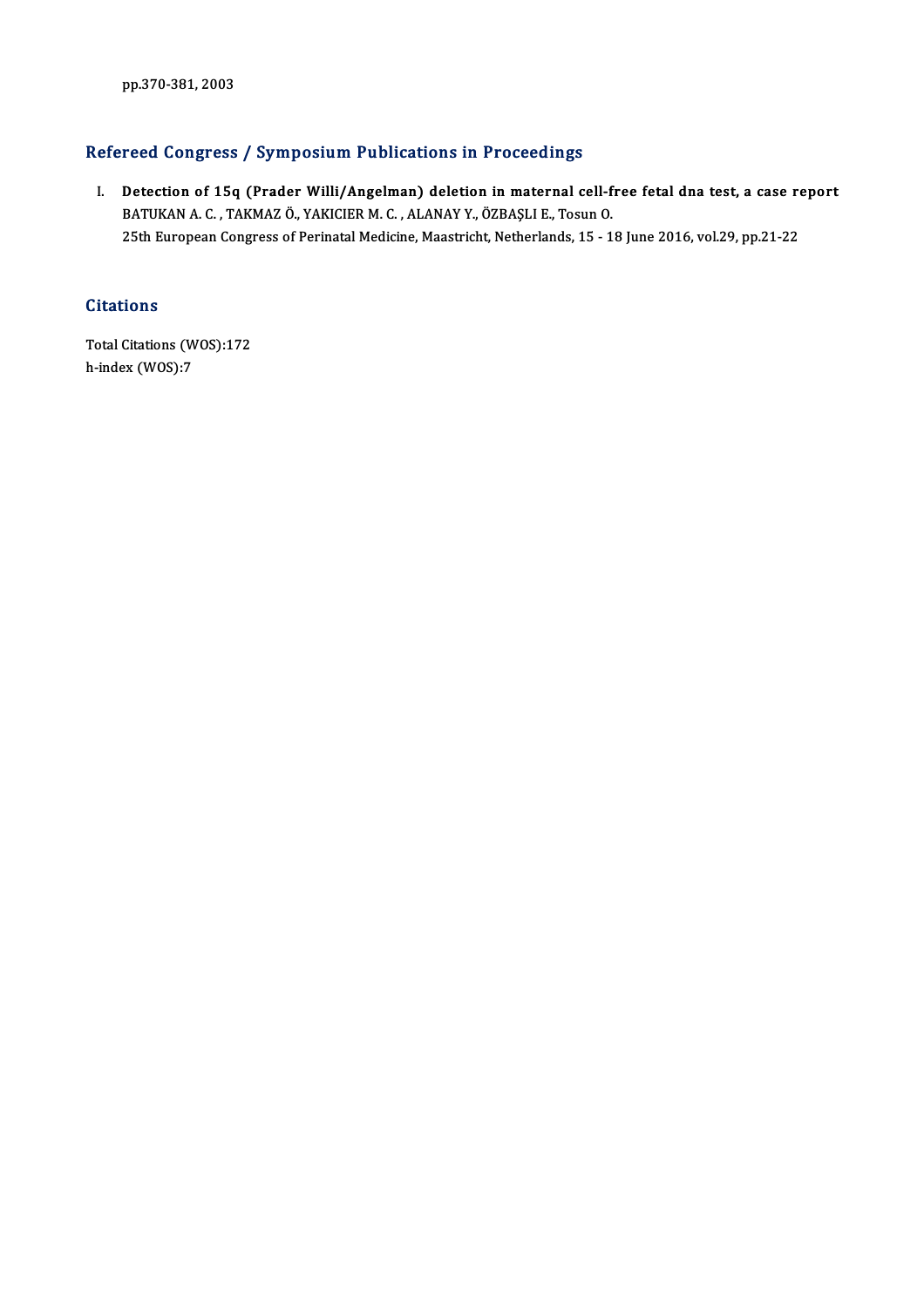pp.370-381, 2003

## Refereed Congress / Symposium Publications in Proceedings

I. **Detection of 15q (Prader Willi/Angelman) deletion in maternal cell-free fetal dna test, a case report**
   BATUKAN A. C. , TAKMAZ Ö., YAKICIER M. C. , ALANAY Y., ÖZBAŞLI E., Tosun O.
   25th European Congress of Perinatal Medicine, Maastricht, Netherlands, 15 - 18 June 2016, vol.29, pp.21-22

## Citations

Total Citations (WOS):172
h-index (WOS):7